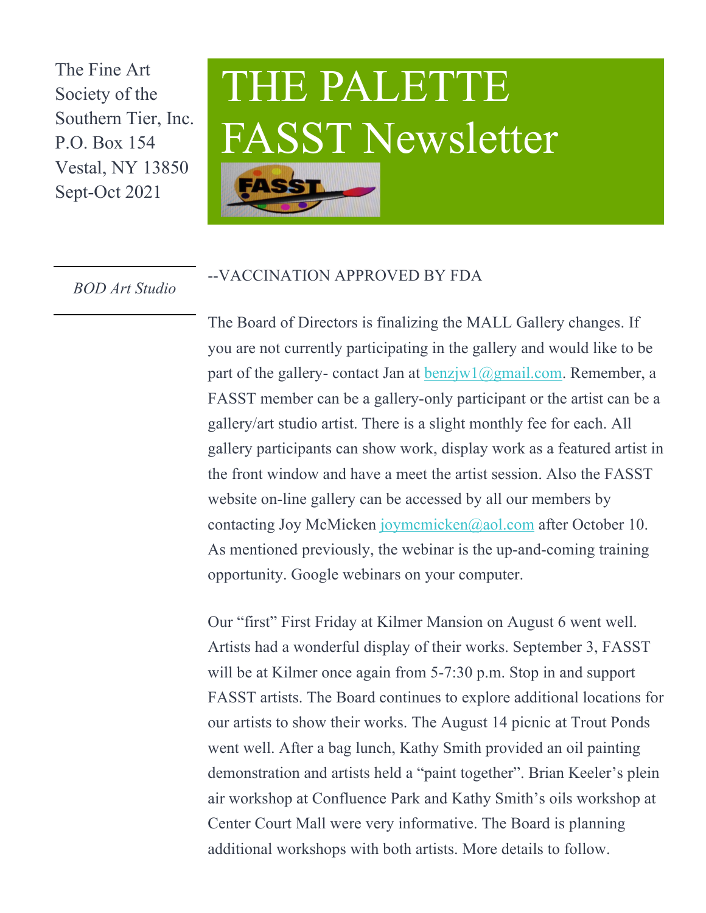The Fine Art Society of the Southern Tier, Inc.
P.O. Box 154
Vestal, NY 13850
Sept-Oct 2021

# THE PALETTE FASST Newsletter

*BOD Art Studio*

--VACCINATION APPROVED BY FDA

The Board of Directors is finalizing the MALL Gallery changes. If you are not currently participating in the gallery and would like to be part of the gallery- contact Jan at benzjw1@gmail.com. Remember, a FASST member can be a gallery-only participant or the artist can be a gallery/art studio artist. There is a slight monthly fee for each. All gallery participants can show work, display work as a featured artist in the front window and have a meet the artist session. Also the FASST website on-line gallery can be accessed by all our members by contacting Joy McMicken joymcmicken@aol.com after October 10. As mentioned previously, the webinar is the up-and-coming training opportunity. Google webinars on your computer.

Our "first" First Friday at Kilmer Mansion on August 6 went well. Artists had a wonderful display of their works. September 3, FASST will be at Kilmer once again from 5-7:30 p.m. Stop in and support FASST artists. The Board continues to explore additional locations for our artists to show their works. The August 14 picnic at Trout Ponds went well. After a bag lunch, Kathy Smith provided an oil painting demonstration and artists held a "paint together". Brian Keeler's plein air workshop at Confluence Park and Kathy Smith's oils workshop at Center Court Mall were very informative. The Board is planning additional workshops with both artists. More details to follow.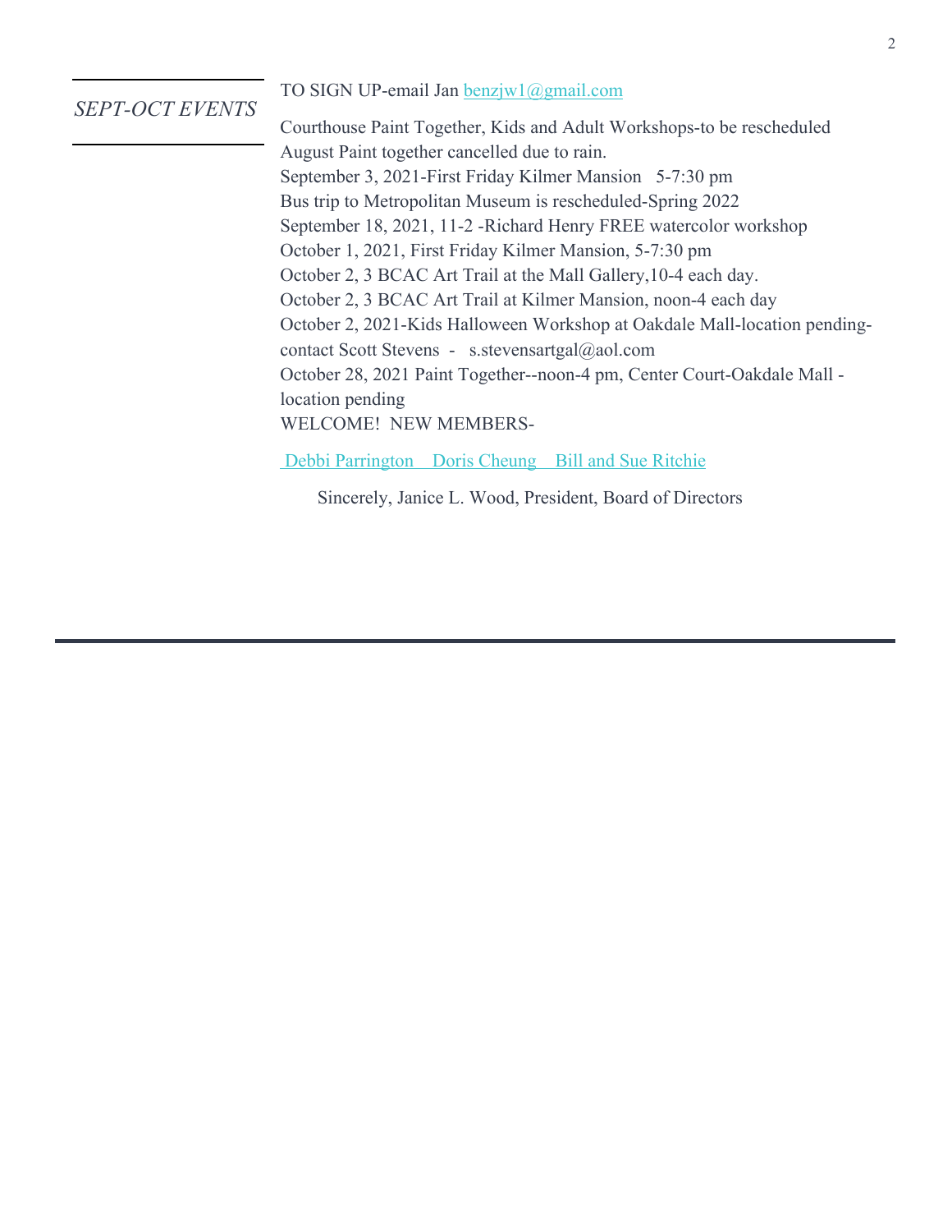*SEPT-OCT EVENTS*

TO SIGN UP-email Jan benzjw1@gmail.com

Courthouse Paint Together, Kids and Adult Workshops-to be rescheduled
August Paint together cancelled due to rain.
September 3, 2021-First Friday Kilmer Mansion 5-7:30 pm
Bus trip to Metropolitan Museum is rescheduled-Spring 2022
September 18, 2021, 11-2 -Richard Henry FREE watercolor workshop
October 1, 2021, First Friday Kilmer Mansion, 5-7:30 pm
October 2, 3 BCAC Art Trail at the Mall Gallery,10-4 each day.
October 2, 3 BCAC Art Trail at Kilmer Mansion, noon-4 each day
October 2, 2021-Kids Halloween Workshop at Oakdale Mall-location pending- contact Scott Stevens - s.stevensartgal@aol.com
October 28, 2021 Paint Together--noon-4 pm, Center Court-Oakdale Mall - location pending
WELCOME! NEW MEMBERS-

Debbi Parrington Doris Cheung Bill and Sue Ritchie

Sincerely, Janice L. Wood, President, Board of Directors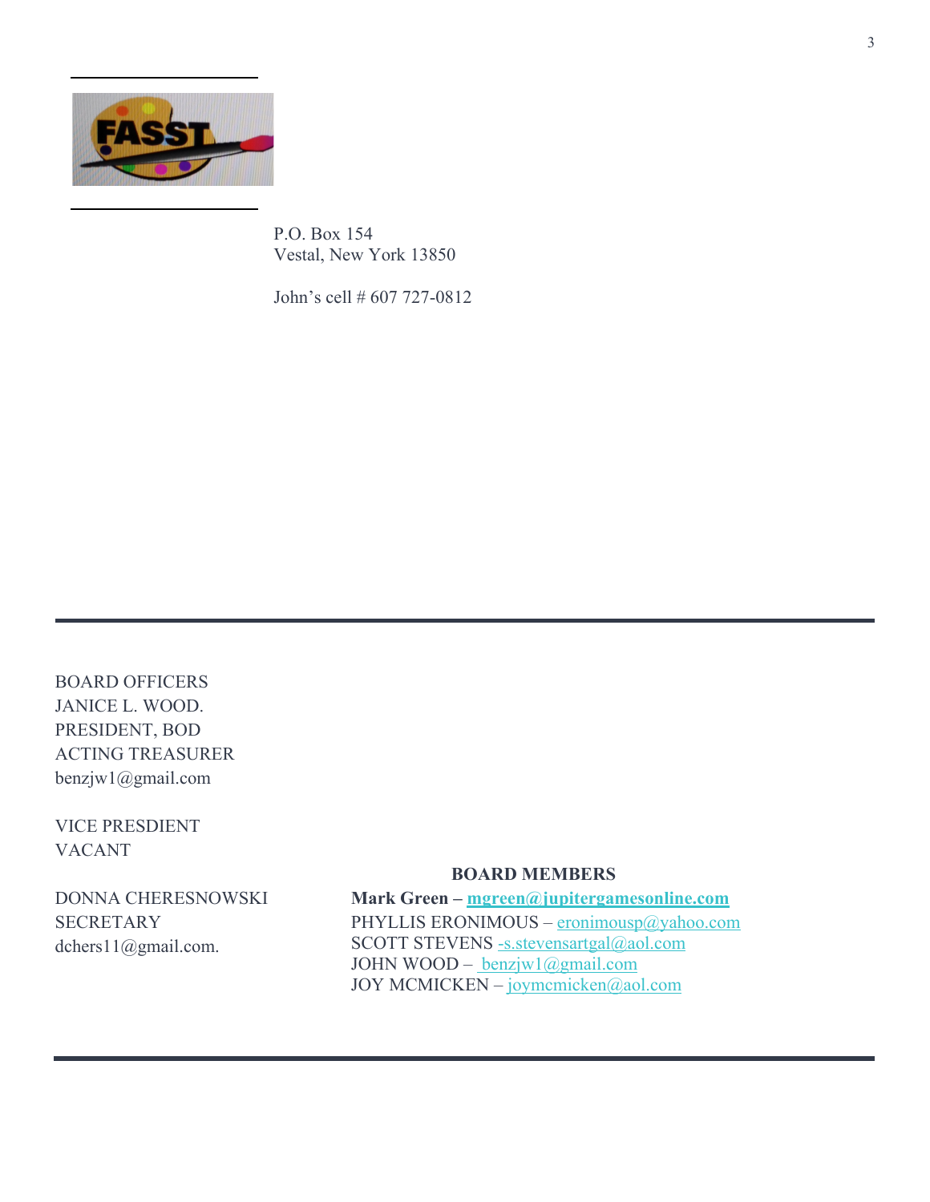P.O. Box 154
Vestal, New York 13850

John's cell # 607 727-0812

---

BOARD OFFICERS
JANICE L. WOOD.
PRESIDENT, BOD
ACTING TREASURER
benzjw1@gmail.com

VICE PRESDIENT
VACANT

DONNA CHERESNOWSKI
SECRETARY
dchers11@gmail.com.

**BOARD MEMBERS**

**Mark Green – mgreen@jupitergamesonline.com**
PHYLLIS ERONIMOUS – eronimousp@yahoo.com
SCOTT STEVENS -s.stevensartgal@aol.com
JOHN WOOD – benzjw1@gmail.com
JOY MCMICKEN – joymcmicken@aol.com

---